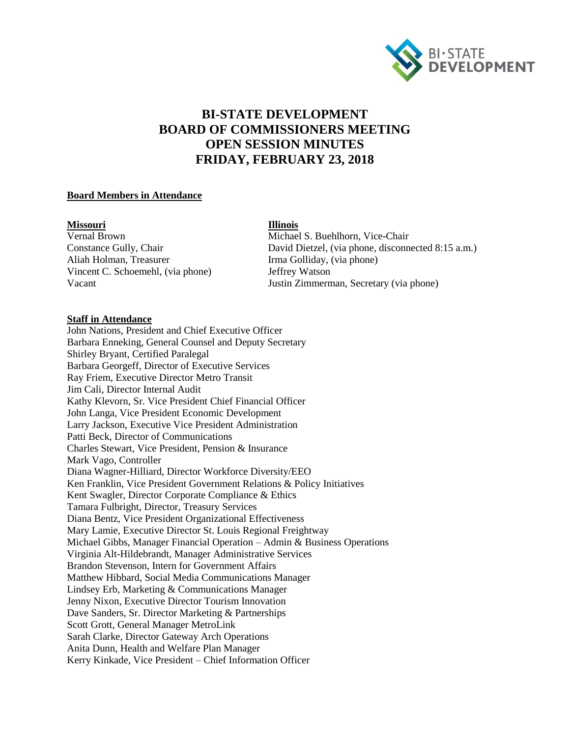# BI-STATE DEVELOPMENT
# BOARD OF COMMISSIONERS MEETING
# OPEN SESSION MINUTES
# FRIDAY, FEBRUARY 23, 2018

**Board Members in Attendance**

**Missouri**
Vernal Brown
Constance Gully, Chair
Aliah Holman, Treasurer
Vincent C. Schoemehl, (via phone)
Vacant

**Illinois**
Michael S. Buehlhorn, Vice-Chair
David Dietzel, (via phone, disconnected 8:15 a.m.)
Irma Golliday, (via phone)
Jeffrey Watson
Justin Zimmerman, Secretary (via phone)

**Staff in Attendance**

John Nations, President and Chief Executive Officer
Barbara Enneking, General Counsel and Deputy Secretary
Shirley Bryant, Certified Paralegal
Barbara Georgeff, Director of Executive Services
Ray Friem, Executive Director Metro Transit
Jim Cali, Director Internal Audit
Kathy Klevorn, Sr. Vice President Chief Financial Officer
John Langa, Vice President Economic Development
Larry Jackson, Executive Vice President Administration
Patti Beck, Director of Communications
Charles Stewart, Vice President, Pension & Insurance
Mark Vago, Controller
Diana Wagner-Hilliard, Director Workforce Diversity/EEO
Ken Franklin, Vice President Government Relations & Policy Initiatives
Kent Swagler, Director Corporate Compliance & Ethics
Tamara Fulbright, Director, Treasury Services
Diana Bentz, Vice President Organizational Effectiveness
Mary Lamie, Executive Director St. Louis Regional Freightway
Michael Gibbs, Manager Financial Operation – Admin & Business Operations
Virginia Alt-Hildebrandt, Manager Administrative Services
Brandon Stevenson, Intern for Government Affairs
Matthew Hibbard, Social Media Communications Manager
Lindsey Erb, Marketing & Communications Manager
Jenny Nixon, Executive Director Tourism Innovation
Dave Sanders, Sr. Director Marketing & Partnerships
Scott Grott, General Manager MetroLink
Sarah Clarke, Director Gateway Arch Operations
Anita Dunn, Health and Welfare Plan Manager
Kerry Kinkade, Vice President – Chief Information Officer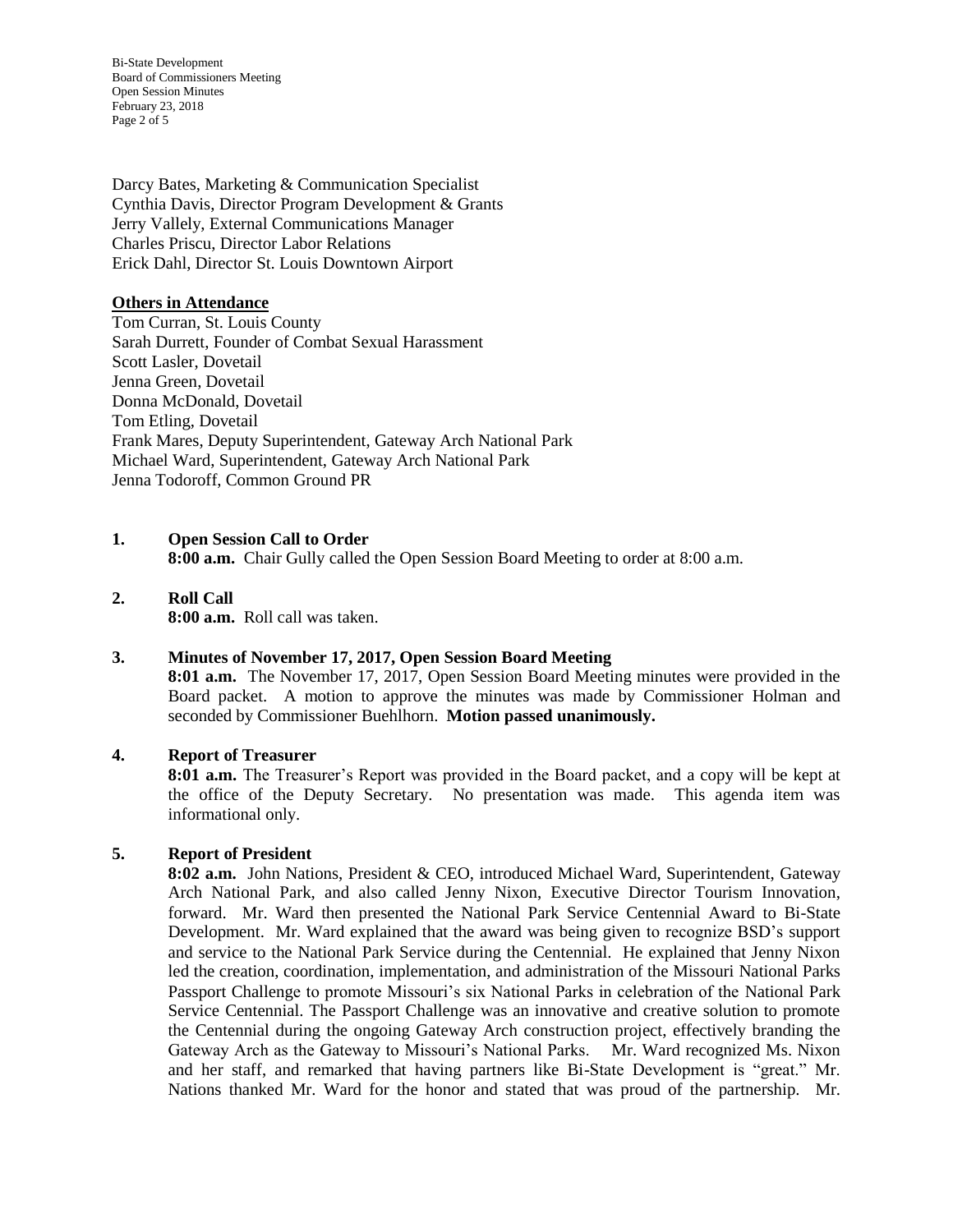Darcy Bates, Marketing & Communication Specialist
Cynthia Davis, Director Program Development & Grants
Jerry Vallely, External Communications Manager
Charles Priscu, Director Labor Relations
Erick Dahl, Director St. Louis Downtown Airport

**Others in Attendance**

Tom Curran, St. Louis County
Sarah Durrett, Founder of Combat Sexual Harassment
Scott Lasler, Dovetail
Jenna Green, Dovetail
Donna McDonald, Dovetail
Tom Etling, Dovetail
Frank Mares, Deputy Superintendent, Gateway Arch National Park
Michael Ward, Superintendent, Gateway Arch National Park
Jenna Todoroff, Common Ground PR

**1. Open Session Call to Order**

**8:00 a.m.** Chair Gully called the Open Session Board Meeting to order at 8:00 a.m.

**2. Roll Call**

**8:00 a.m.** Roll call was taken.

**3. Minutes of November 17, 2017, Open Session Board Meeting**

**8:01 a.m.** The November 17, 2017, Open Session Board Meeting minutes were provided in the Board packet. A motion to approve the minutes was made by Commissioner Holman and seconded by Commissioner Buehlhorn. **Motion passed unanimously.**

**4. Report of Treasurer**

**8:01 a.m.** The Treasurer's Report was provided in the Board packet, and a copy will be kept at the office of the Deputy Secretary. No presentation was made. This agenda item was informational only.

**5. Report of President**

**8:02 a.m.** John Nations, President & CEO, introduced Michael Ward, Superintendent, Gateway Arch National Park, and also called Jenny Nixon, Executive Director Tourism Innovation, forward. Mr. Ward then presented the National Park Service Centennial Award to Bi-State Development. Mr. Ward explained that the award was being given to recognize BSD's support and service to the National Park Service during the Centennial. He explained that Jenny Nixon led the creation, coordination, implementation, and administration of the Missouri National Parks Passport Challenge to promote Missouri's six National Parks in celebration of the National Park Service Centennial. The Passport Challenge was an innovative and creative solution to promote the Centennial during the ongoing Gateway Arch construction project, effectively branding the Gateway Arch as the Gateway to Missouri's National Parks. Mr. Ward recognized Ms. Nixon and her staff, and remarked that having partners like Bi-State Development is "great." Mr. Nations thanked Mr. Ward for the honor and stated that was proud of the partnership. Mr.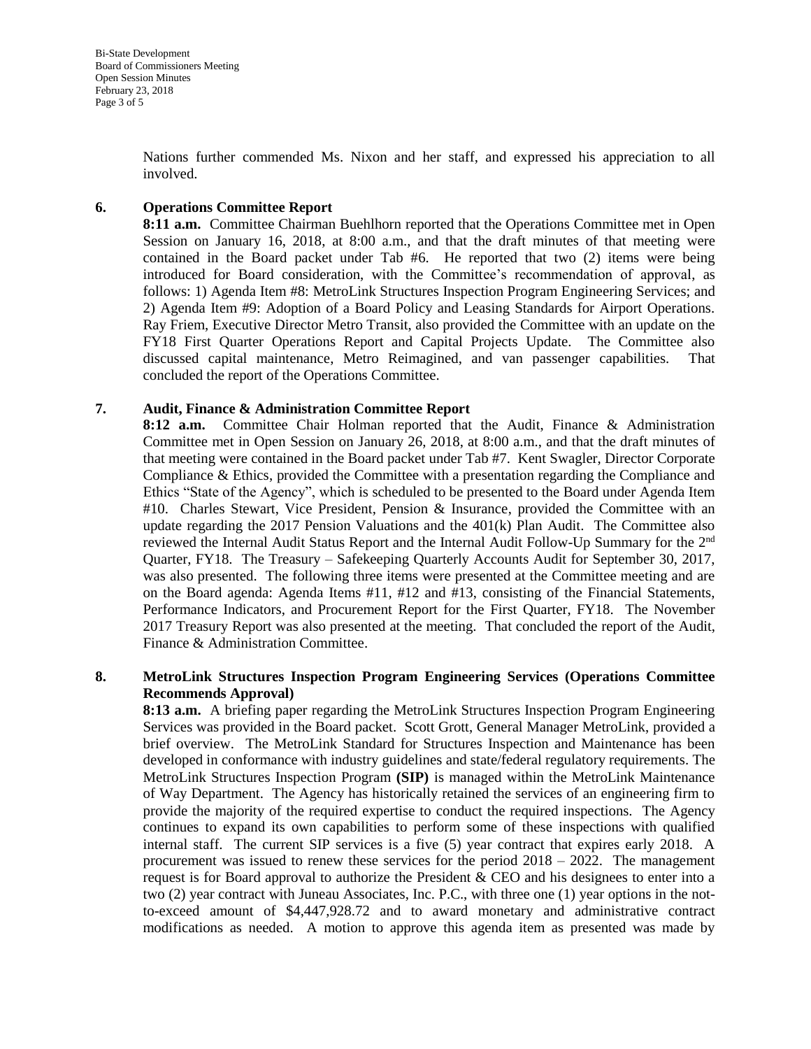Nations further commended Ms. Nixon and her staff, and expressed his appreciation to all involved.

**6. Operations Committee Report**

**8:11 a.m.** Committee Chairman Buehlhorn reported that the Operations Committee met in Open Session on January 16, 2018, at 8:00 a.m., and that the draft minutes of that meeting were contained in the Board packet under Tab #6. He reported that two (2) items were being introduced for Board consideration, with the Committee's recommendation of approval, as follows: 1) Agenda Item #8: MetroLink Structures Inspection Program Engineering Services; and 2) Agenda Item #9: Adoption of a Board Policy and Leasing Standards for Airport Operations. Ray Friem, Executive Director Metro Transit, also provided the Committee with an update on the FY18 First Quarter Operations Report and Capital Projects Update. The Committee also discussed capital maintenance, Metro Reimagined, and van passenger capabilities. That concluded the report of the Operations Committee.

**7. Audit, Finance & Administration Committee Report**

**8:12 a.m.** Committee Chair Holman reported that the Audit, Finance & Administration Committee met in Open Session on January 26, 2018, at 8:00 a.m., and that the draft minutes of that meeting were contained in the Board packet under Tab #7. Kent Swagler, Director Corporate Compliance & Ethics, provided the Committee with a presentation regarding the Compliance and Ethics "State of the Agency", which is scheduled to be presented to the Board under Agenda Item #10. Charles Stewart, Vice President, Pension & Insurance, provided the Committee with an update regarding the 2017 Pension Valuations and the 401(k) Plan Audit. The Committee also reviewed the Internal Audit Status Report and the Internal Audit Follow-Up Summary for the 2nd Quarter, FY18. The Treasury – Safekeeping Quarterly Accounts Audit for September 30, 2017, was also presented. The following three items were presented at the Committee meeting and are on the Board agenda: Agenda Items #11, #12 and #13, consisting of the Financial Statements, Performance Indicators, and Procurement Report for the First Quarter, FY18. The November 2017 Treasury Report was also presented at the meeting. That concluded the report of the Audit, Finance & Administration Committee.

**8. MetroLink Structures Inspection Program Engineering Services (Operations Committee Recommends Approval)**

**8:13 a.m.** A briefing paper regarding the MetroLink Structures Inspection Program Engineering Services was provided in the Board packet. Scott Grott, General Manager MetroLink, provided a brief overview. The MetroLink Standard for Structures Inspection and Maintenance has been developed in conformance with industry guidelines and state/federal regulatory requirements. The MetroLink Structures Inspection Program **(SIP)** is managed within the MetroLink Maintenance of Way Department. The Agency has historically retained the services of an engineering firm to provide the majority of the required expertise to conduct the required inspections. The Agency continues to expand its own capabilities to perform some of these inspections with qualified internal staff. The current SIP services is a five (5) year contract that expires early 2018. A procurement was issued to renew these services for the period 2018 – 2022. The management request is for Board approval to authorize the President & CEO and his designees to enter into a two (2) year contract with Juneau Associates, Inc. P.C., with three one (1) year options in the not-to-exceed amount of $4,447,928.72 and to award monetary and administrative contract modifications as needed. A motion to approve this agenda item as presented was made by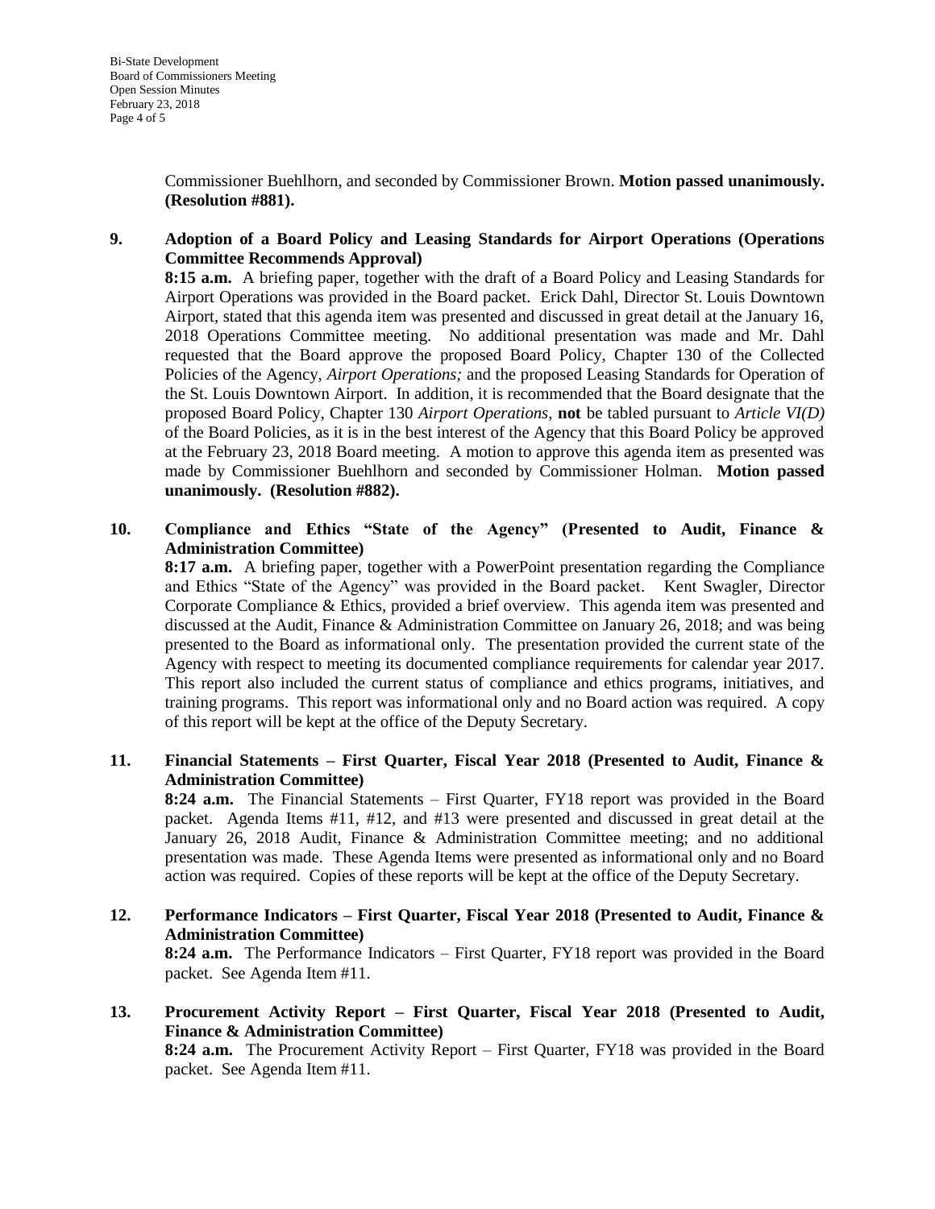Commissioner Buehlhorn, and seconded by Commissioner Brown. **Motion passed unanimously. (Resolution #881).**

**9. Adoption of a Board Policy and Leasing Standards for Airport Operations (Operations Committee Recommends Approval)**

**8:15 a.m.** A briefing paper, together with the draft of a Board Policy and Leasing Standards for Airport Operations was provided in the Board packet. Erick Dahl, Director St. Louis Downtown Airport, stated that this agenda item was presented and discussed in great detail at the January 16, 2018 Operations Committee meeting. No additional presentation was made and Mr. Dahl requested that the Board approve the proposed Board Policy, Chapter 130 of the Collected Policies of the Agency, *Airport Operations;* and the proposed Leasing Standards for Operation of the St. Louis Downtown Airport. In addition, it is recommended that the Board designate that the proposed Board Policy, Chapter 130 *Airport Operations*, **not** be tabled pursuant to *Article VI(D)* of the Board Policies, as it is in the best interest of the Agency that this Board Policy be approved at the February 23, 2018 Board meeting. A motion to approve this agenda item as presented was made by Commissioner Buehlhorn and seconded by Commissioner Holman. **Motion passed unanimously. (Resolution #882).**

**10. Compliance and Ethics "State of the Agency" (Presented to Audit, Finance & Administration Committee)**

**8:17 a.m.** A briefing paper, together with a PowerPoint presentation regarding the Compliance and Ethics "State of the Agency" was provided in the Board packet. Kent Swagler, Director Corporate Compliance & Ethics, provided a brief overview. This agenda item was presented and discussed at the Audit, Finance & Administration Committee on January 26, 2018; and was being presented to the Board as informational only. The presentation provided the current state of the Agency with respect to meeting its documented compliance requirements for calendar year 2017. This report also included the current status of compliance and ethics programs, initiatives, and training programs. This report was informational only and no Board action was required. A copy of this report will be kept at the office of the Deputy Secretary.

**11. Financial Statements – First Quarter, Fiscal Year 2018 (Presented to Audit, Finance & Administration Committee)**

**8:24 a.m.** The Financial Statements – First Quarter, FY18 report was provided in the Board packet. Agenda Items #11, #12, and #13 were presented and discussed in great detail at the January 26, 2018 Audit, Finance & Administration Committee meeting; and no additional presentation was made. These Agenda Items were presented as informational only and no Board action was required. Copies of these reports will be kept at the office of the Deputy Secretary.

**12. Performance Indicators – First Quarter, Fiscal Year 2018 (Presented to Audit, Finance & Administration Committee)**

**8:24 a.m.** The Performance Indicators – First Quarter, FY18 report was provided in the Board packet. See Agenda Item #11.

**13. Procurement Activity Report – First Quarter, Fiscal Year 2018 (Presented to Audit, Finance & Administration Committee)**

**8:24 a.m.** The Procurement Activity Report – First Quarter, FY18 was provided in the Board packet. See Agenda Item #11.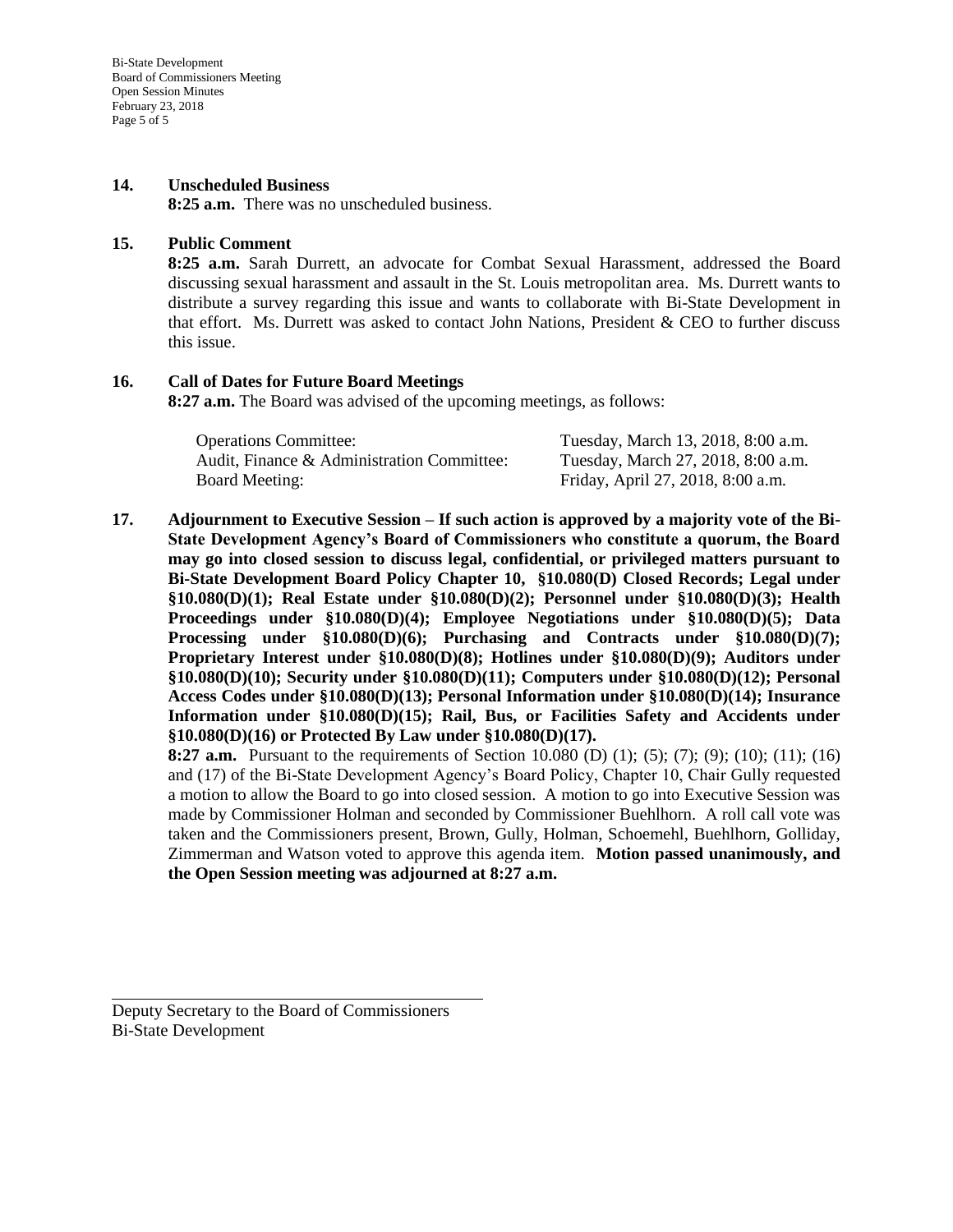**14. Unscheduled Business**

**8:25 a.m.** There was no unscheduled business.

**15. Public Comment**

**8:25 a.m.** Sarah Durrett, an advocate for Combat Sexual Harassment, addressed the Board discussing sexual harassment and assault in the St. Louis metropolitan area. Ms. Durrett wants to distribute a survey regarding this issue and wants to collaborate with Bi-State Development in that effort. Ms. Durrett was asked to contact John Nations, President & CEO to further discuss this issue.

**16. Call of Dates for Future Board Meetings**

**8:27 a.m.** The Board was advised of the upcoming meetings, as follows:

| | |
|---|---|
| Operations Committee: | Tuesday, March 13, 2018, 8:00 a.m. |
| Audit, Finance & Administration Committee: | Tuesday, March 27, 2018, 8:00 a.m. |
| Board Meeting: | Friday, April 27, 2018, 8:00 a.m. |

**17. Adjournment to Executive Session – If such action is approved by a majority vote of the Bi-State Development Agency's Board of Commissioners who constitute a quorum, the Board may go into closed session to discuss legal, confidential, or privileged matters pursuant to Bi-State Development Board Policy Chapter 10, §10.080(D) Closed Records; Legal under §10.080(D)(1); Real Estate under §10.080(D)(2); Personnel under §10.080(D)(3); Health Proceedings under §10.080(D)(4); Employee Negotiations under §10.080(D)(5); Data Processing under §10.080(D)(6); Purchasing and Contracts under §10.080(D)(7); Proprietary Interest under §10.080(D)(8); Hotlines under §10.080(D)(9); Auditors under §10.080(D)(10); Security under §10.080(D)(11); Computers under §10.080(D)(12); Personal Access Codes under §10.080(D)(13); Personal Information under §10.080(D)(14); Insurance Information under §10.080(D)(15); Rail, Bus, or Facilities Safety and Accidents under §10.080(D)(16) or Protected By Law under §10.080(D)(17).**

**8:27 a.m.** Pursuant to the requirements of Section 10.080 (D) (1); (5); (7); (9); (10); (11); (16) and (17) of the Bi-State Development Agency's Board Policy, Chapter 10, Chair Gully requested a motion to allow the Board to go into closed session. A motion to go into Executive Session was made by Commissioner Holman and seconded by Commissioner Buehlhorn. A roll call vote was taken and the Commissioners present, Brown, Gully, Holman, Schoemehl, Buehlhorn, Golliday, Zimmerman and Watson voted to approve this agenda item. **Motion passed unanimously, and the Open Session meeting was adjourned at 8:27 a.m.**

\_\_\_\_\_\_\_\_\_\_\_\_\_\_\_\_\_\_\_\_\_\_\_\_\_\_\_\_\_\_\_\_\_\_\_\_\_\_\_\_\_\_\_\_

Deputy Secretary to the Board of Commissioners
Bi-State Development